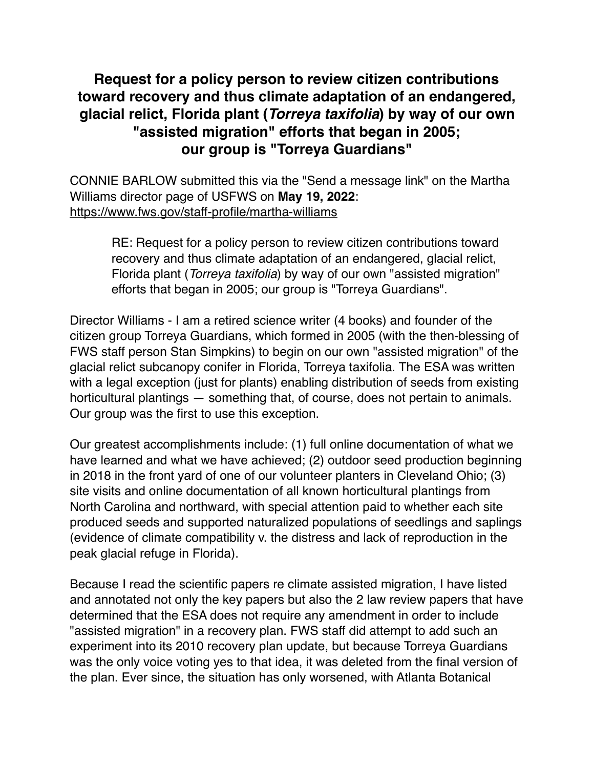# Request for a policy person to review citizen contributions toward recovery and thus climate adaptation of an endangered, glacial relict, Florida plant (*Torreya taxifolia*) by way of our own "assisted migration" efforts that began in 2005; our group is "Torreya Guardians"

CONNIE BARLOW submitted this via the "Send a message link" on the Martha Williams director page of USFWS on **May 19, 2022**: https://www.fws.gov/staff-profile/martha-williams

> RE: Request for a policy person to review citizen contributions toward recovery and thus climate adaptation of an endangered, glacial relict, Florida plant (*Torreya taxifolia*) by way of our own "assisted migration" efforts that began in 2005; our group is "Torreya Guardians".

Director Williams - I am a retired science writer (4 books) and founder of the citizen group Torreya Guardians, which formed in 2005 (with the then-blessing of FWS staff person Stan Simpkins) to begin on our own "assisted migration" of the glacial relict subcanopy conifer in Florida, Torreya taxifolia. The ESA was written with a legal exception (just for plants) enabling distribution of seeds from existing horticultural plantings — something that, of course, does not pertain to animals. Our group was the first to use this exception.

Our greatest accomplishments include: (1) full online documentation of what we have learned and what we have achieved; (2) outdoor seed production beginning in 2018 in the front yard of one of our volunteer planters in Cleveland Ohio; (3) site visits and online documentation of all known horticultural plantings from North Carolina and northward, with special attention paid to whether each site produced seeds and supported naturalized populations of seedlings and saplings (evidence of climate compatibility v. the distress and lack of reproduction in the peak glacial refuge in Florida).

Because I read the scientific papers re climate assisted migration, I have listed and annotated not only the key papers but also the 2 law review papers that have determined that the ESA does not require any amendment in order to include "assisted migration" in a recovery plan. FWS staff did attempt to add such an experiment into its 2010 recovery plan update, but because Torreya Guardians was the only voice voting yes to that idea, it was deleted from the final version of the plan. Ever since, the situation has only worsened, with Atlanta Botanical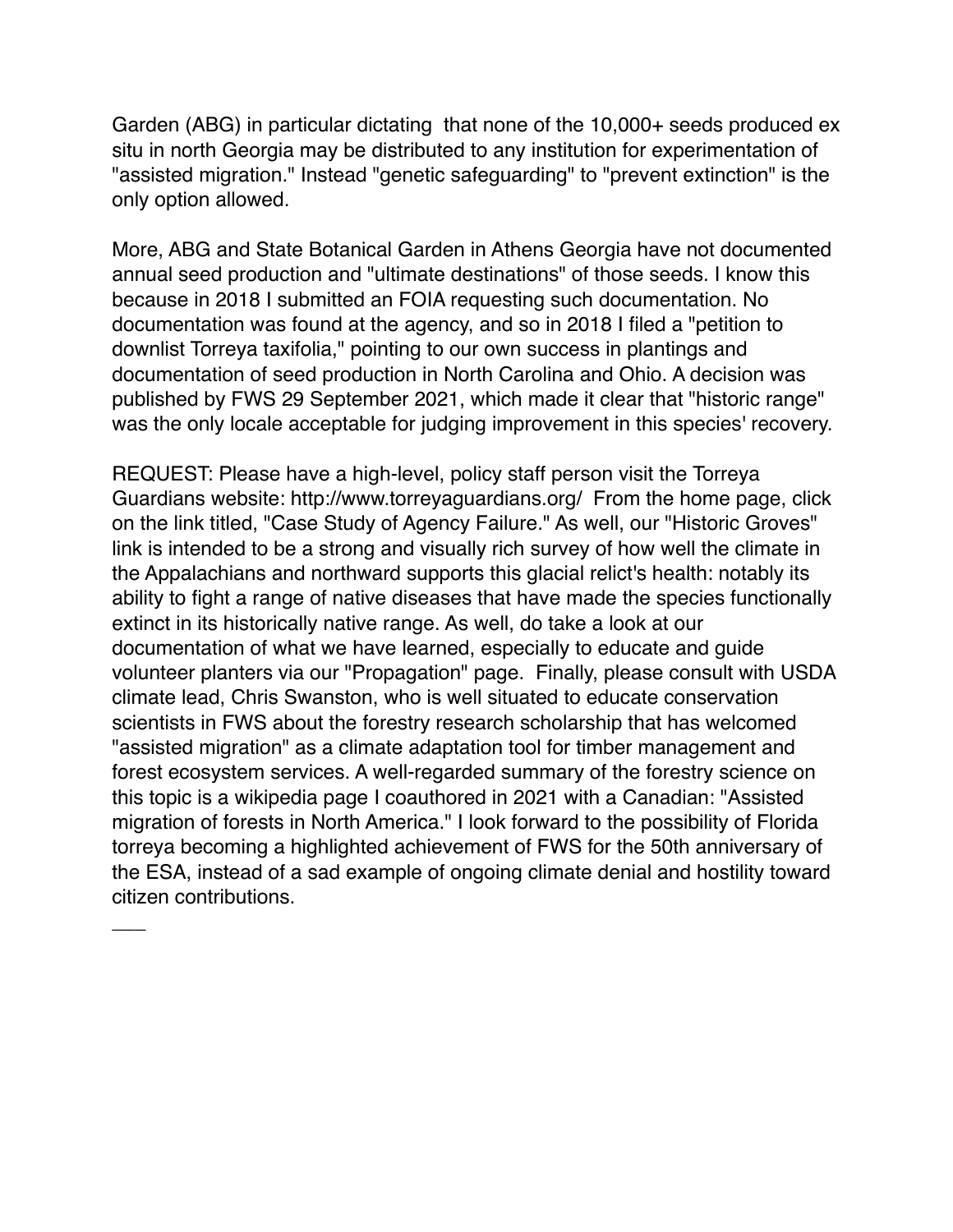Garden (ABG) in particular dictating that none of the 10,000+ seeds produced ex situ in north Georgia may be distributed to any institution for experimentation of "assisted migration." Instead "genetic safeguarding" to "prevent extinction" is the only option allowed.

More, ABG and State Botanical Garden in Athens Georgia have not documented annual seed production and "ultimate destinations" of those seeds. I know this because in 2018 I submitted an FOIA requesting such documentation. No documentation was found at the agency, and so in 2018 I filed a "petition to downlist Torreya taxifolia," pointing to our own success in plantings and documentation of seed production in North Carolina and Ohio. A decision was published by FWS 29 September 2021, which made it clear that "historic range" was the only locale acceptable for judging improvement in this species' recovery.

REQUEST: Please have a high-level, policy staff person visit the Torreya Guardians website: http://www.torreyaguardians.org/ From the home page, click on the link titled, "Case Study of Agency Failure." As well, our "Historic Groves" link is intended to be a strong and visually rich survey of how well the climate in the Appalachians and northward supports this glacial relict's health: notably its ability to fight a range of native diseases that have made the species functionally extinct in its historically native range. As well, do take a look at our documentation of what we have learned, especially to educate and guide volunteer planters via our "Propagation" page. Finally, please consult with USDA climate lead, Chris Swanston, who is well situated to educate conservation scientists in FWS about the forestry research scholarship that has welcomed "assisted migration" as a climate adaptation tool for timber management and forest ecosystem services. A well-regarded summary of the forestry science on this topic is a wikipedia page I coauthored in 2021 with a Canadian: "Assisted migration of forests in North America." I look forward to the possibility of Florida torreya becoming a highlighted achievement of FWS for the 50th anniversary of the ESA, instead of a sad example of ongoing climate denial and hostility toward citizen contributions.

___